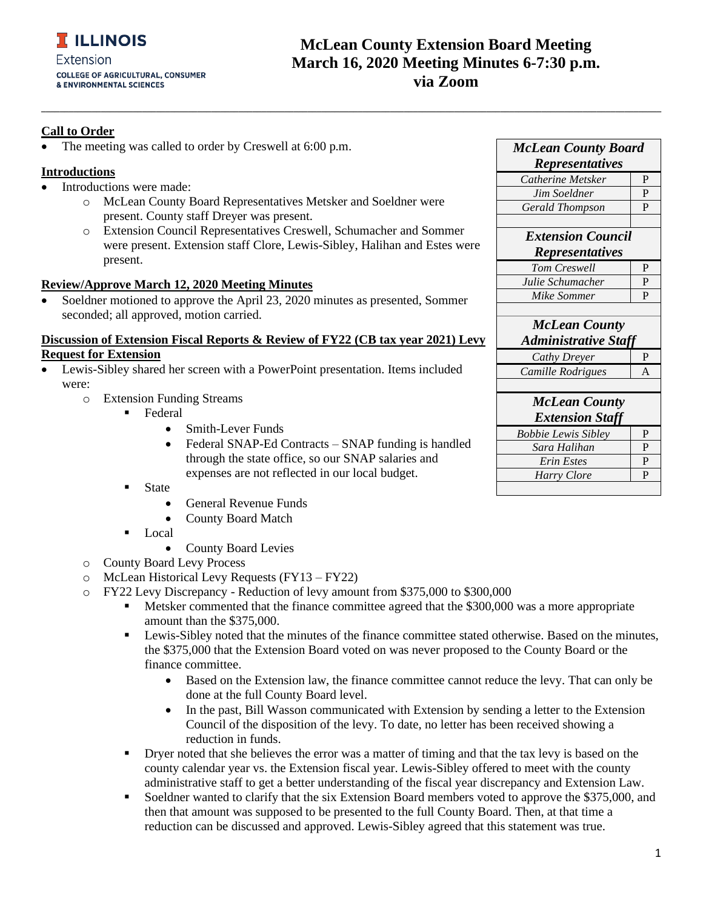ILLINOIS Extension
COLLEGE OF AGRICULTURAL, CONSUMER & ENVIRONMENTAL SCIENCES

# McLean County Extension Board Meeting
# March 16, 2020 Meeting Minutes 6-7:30 p.m.
# via Zoom

| *McLean County Board Representatives* | |
|---|---|
| *Catherine Metsker* | P |
| *Jim Soeldner* | P |
| *Gerald Thompson* | P |
| | |
| ***Extension Council Representatives*** | |
| *Tom Creswell* | P |
| *Julie Schumacher* | P |
| *Mike Sommer* | P |
| | |
| ***McLean County Administrative Staff*** | |
| *Cathy Dreyer* | P |
| *Camille Rodrigues* | A |
| | |
| ***McLean County Extension Staff*** | |
| *Bobbie Lewis Sibley* | P |
| *Sara Halihan* | P |
| *Erin Estes* | P |
| *Harry Clore* | P |

**Call to Order**

- The meeting was called to order by Creswell at 6:00 p.m.

**Introductions**

- Introductions were made:
  - McLean County Board Representatives Metsker and Soeldner were present. County staff Dreyer was present.
  - Extension Council Representatives Creswell, Schumacher and Sommer were present. Extension staff Clore, Lewis-Sibley, Halihan and Estes were present.

**Review/Approve March 12, 2020 Meeting Minutes**

- Soeldner motioned to approve the April 23, 2020 minutes as presented, Sommer seconded; all approved, motion carried.

**Discussion of Extension Fiscal Reports & Review of FY22 (CB tax year 2021) Levy Request for Extension**

- Lewis-Sibley shared her screen with a PowerPoint presentation. Items included were:
  - Extension Funding Streams
    - Federal
      - Smith-Lever Funds
      - Federal SNAP-Ed Contracts – SNAP funding is handled through the state office, so our SNAP salaries and expenses are not reflected in our local budget.
    - State
      - General Revenue Funds
      - County Board Match
    - Local
      - County Board Levies
  - County Board Levy Process
  - McLean Historical Levy Requests (FY13 – FY22)
  - FY22 Levy Discrepancy - Reduction of levy amount from $375,000 to $300,000
    - Metsker commented that the finance committee agreed that the $300,000 was a more appropriate amount than the $375,000.
    - Lewis-Sibley noted that the minutes of the finance committee stated otherwise. Based on the minutes, the $375,000 that the Extension Board voted on was never proposed to the County Board or the finance committee.
      - Based on the Extension law, the finance committee cannot reduce the levy. That can only be done at the full County Board level.
      - In the past, Bill Wasson communicated with Extension by sending a letter to the Extension Council of the disposition of the levy. To date, no letter has been received showing a reduction in funds.
    - Dryer noted that she believes the error was a matter of timing and that the tax levy is based on the county calendar year vs. the Extension fiscal year. Lewis-Sibley offered to meet with the county administrative staff to get a better understanding of the fiscal year discrepancy and Extension Law.
    - Soeldner wanted to clarify that the six Extension Board members voted to approve the $375,000, and then that amount was supposed to be presented to the full County Board. Then, at that time a reduction can be discussed and approved. Lewis-Sibley agreed that this statement was true.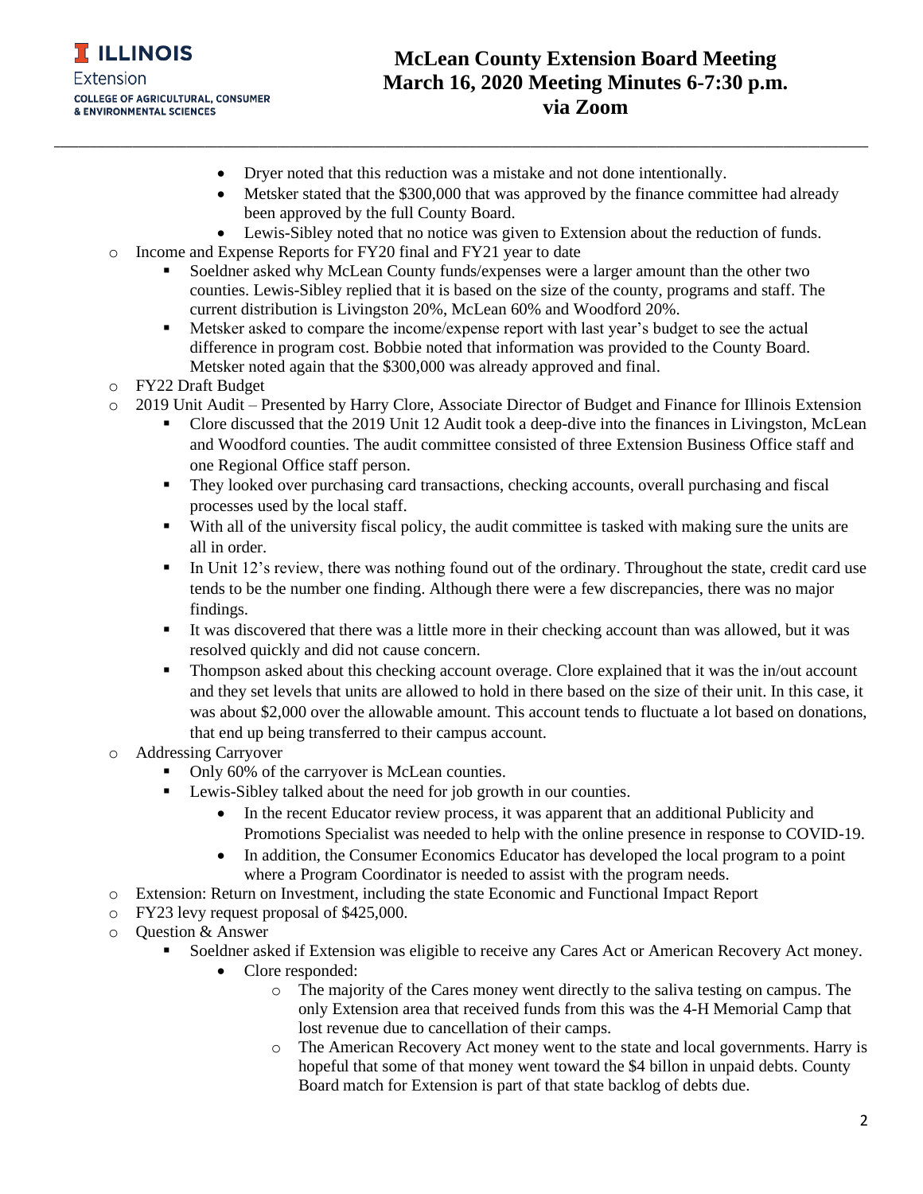- Dryer noted that this reduction was a mistake and not done intentionally.
    - Metsker stated that the $300,000 that was approved by the finance committee had already been approved by the full County Board.
    - Lewis-Sibley noted that no notice was given to Extension about the reduction of funds.
- Income and Expense Reports for FY20 final and FY21 year to date
  - Soeldner asked why McLean County funds/expenses were a larger amount than the other two counties. Lewis-Sibley replied that it is based on the size of the county, programs and staff. The current distribution is Livingston 20%, McLean 60% and Woodford 20%.
  - Metsker asked to compare the income/expense report with last year's budget to see the actual difference in program cost. Bobbie noted that information was provided to the County Board. Metsker noted again that the $300,000 was already approved and final.
- FY22 Draft Budget
- 2019 Unit Audit – Presented by Harry Clore, Associate Director of Budget and Finance for Illinois Extension
  - Clore discussed that the 2019 Unit 12 Audit took a deep-dive into the finances in Livingston, McLean and Woodford counties. The audit committee consisted of three Extension Business Office staff and one Regional Office staff person.
  - They looked over purchasing card transactions, checking accounts, overall purchasing and fiscal processes used by the local staff.
  - With all of the university fiscal policy, the audit committee is tasked with making sure the units are all in order.
  - In Unit 12's review, there was nothing found out of the ordinary. Throughout the state, credit card use tends to be the number one finding. Although there were a few discrepancies, there was no major findings.
  - It was discovered that there was a little more in their checking account than was allowed, but it was resolved quickly and did not cause concern.
  - Thompson asked about this checking account overage. Clore explained that it was the in/out account and they set levels that units are allowed to hold in there based on the size of their unit. In this case, it was about $2,000 over the allowable amount. This account tends to fluctuate a lot based on donations, that end up being transferred to their campus account.
- Addressing Carryover
  - Only 60% of the carryover is McLean counties.
  - Lewis-Sibley talked about the need for job growth in our counties.
    - In the recent Educator review process, it was apparent that an additional Publicity and Promotions Specialist was needed to help with the online presence in response to COVID-19.
    - In addition, the Consumer Economics Educator has developed the local program to a point where a Program Coordinator is needed to assist with the program needs.
- Extension: Return on Investment, including the state Economic and Functional Impact Report
- FY23 levy request proposal of $425,000.
- Question & Answer
  - Soeldner asked if Extension was eligible to receive any Cares Act or American Recovery Act money.
    - Clore responded:
      - The majority of the Cares money went directly to the saliva testing on campus. The only Extension area that received funds from this was the 4-H Memorial Camp that lost revenue due to cancellation of their camps.
      - The American Recovery Act money went to the state and local governments. Harry is hopeful that some of that money went toward the $4 billon in unpaid debts. County Board match for Extension is part of that state backlog of debts due.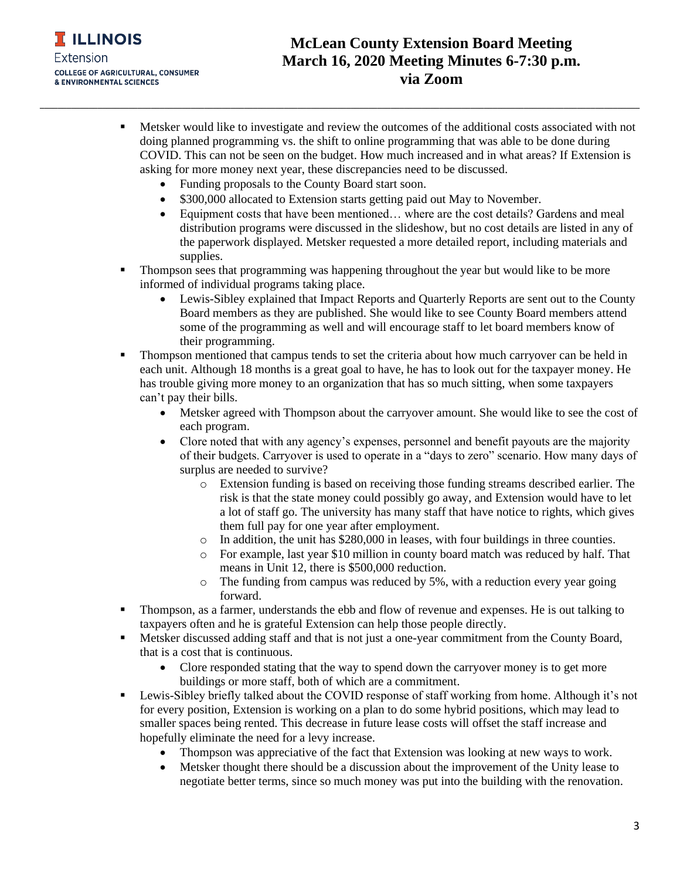# McLean County Extension Board Meeting
# March 16, 2020 Meeting Minutes 6-7:30 p.m.
# via Zoom

- Metsker would like to investigate and review the outcomes of the additional costs associated with not doing planned programming vs. the shift to online programming that was able to be done during COVID. This can not be seen on the budget. How much increased and in what areas? If Extension is asking for more money next year, these discrepancies need to be discussed.
  - Funding proposals to the County Board start soon.
  - $300,000 allocated to Extension starts getting paid out May to November.
  - Equipment costs that have been mentioned… where are the cost details? Gardens and meal distribution programs were discussed in the slideshow, but no cost details are listed in any of the paperwork displayed. Metsker requested a more detailed report, including materials and supplies.
- Thompson sees that programming was happening throughout the year but would like to be more informed of individual programs taking place.
  - Lewis-Sibley explained that Impact Reports and Quarterly Reports are sent out to the County Board members as they are published. She would like to see County Board members attend some of the programming as well and will encourage staff to let board members know of their programming.
- Thompson mentioned that campus tends to set the criteria about how much carryover can be held in each unit. Although 18 months is a great goal to have, he has to look out for the taxpayer money. He has trouble giving more money to an organization that has so much sitting, when some taxpayers can't pay their bills.
  - Metsker agreed with Thompson about the carryover amount. She would like to see the cost of each program.
  - Clore noted that with any agency's expenses, personnel and benefit payouts are the majority of their budgets. Carryover is used to operate in a "days to zero" scenario. How many days of surplus are needed to survive?
    - Extension funding is based on receiving those funding streams described earlier. The risk is that the state money could possibly go away, and Extension would have to let a lot of staff go. The university has many staff that have notice to rights, which gives them full pay for one year after employment.
    - In addition, the unit has $280,000 in leases, with four buildings in three counties.
    - For example, last year $10 million in county board match was reduced by half. That means in Unit 12, there is $500,000 reduction.
    - The funding from campus was reduced by 5%, with a reduction every year going forward.
- Thompson, as a farmer, understands the ebb and flow of revenue and expenses. He is out talking to taxpayers often and he is grateful Extension can help those people directly.
- Metsker discussed adding staff and that is not just a one-year commitment from the County Board, that is a cost that is continuous.
  - Clore responded stating that the way to spend down the carryover money is to get more buildings or more staff, both of which are a commitment.
- Lewis-Sibley briefly talked about the COVID response of staff working from home. Although it's not for every position, Extension is working on a plan to do some hybrid positions, which may lead to smaller spaces being rented. This decrease in future lease costs will offset the staff increase and hopefully eliminate the need for a levy increase.
  - Thompson was appreciative of the fact that Extension was looking at new ways to work.
  - Metsker thought there should be a discussion about the improvement of the Unity lease to negotiate better terms, since so much money was put into the building with the renovation.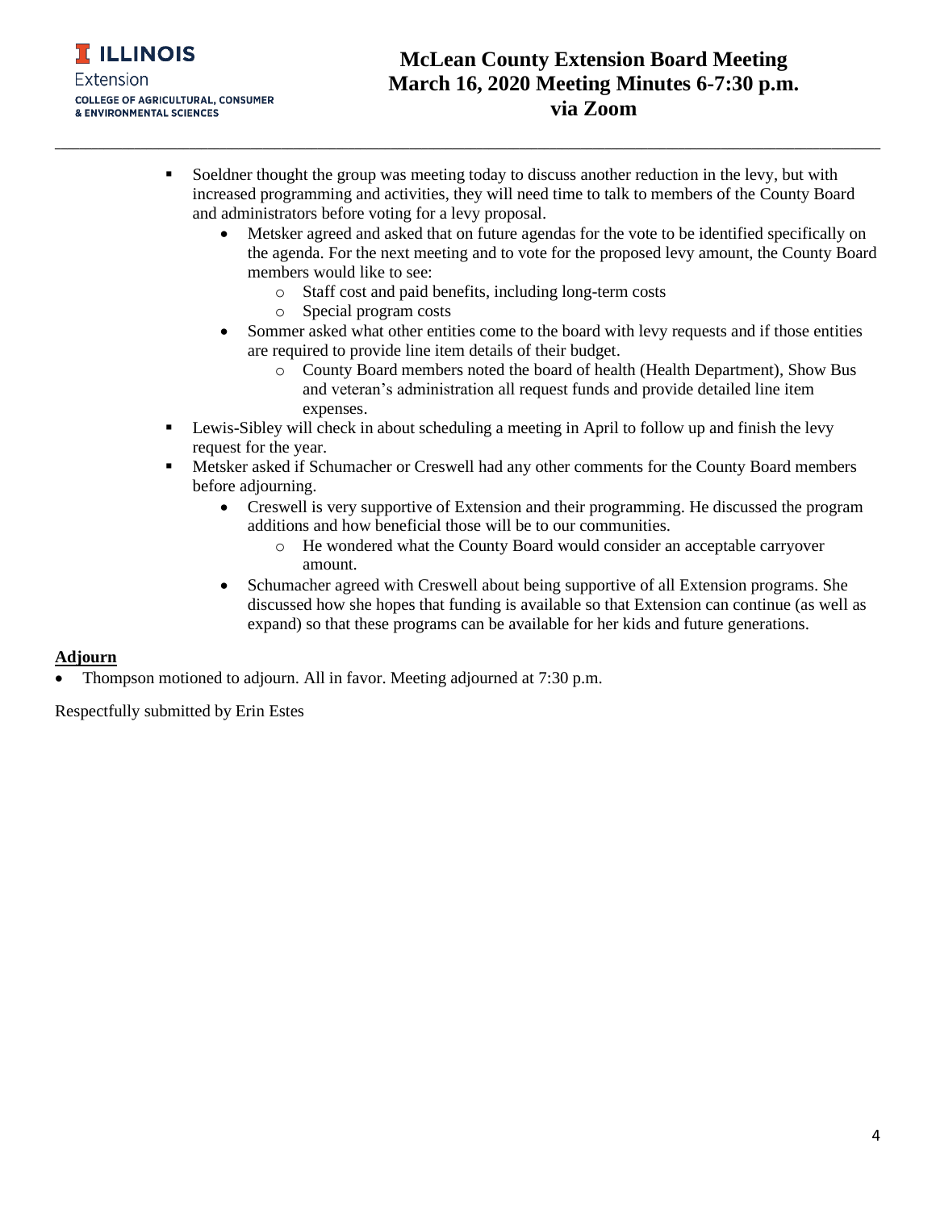- Soeldner thought the group was meeting today to discuss another reduction in the levy, but with increased programming and activities, they will need time to talk to members of the County Board and administrators before voting for a levy proposal.
  - Metsker agreed and asked that on future agendas for the vote to be identified specifically on the agenda. For the next meeting and to vote for the proposed levy amount, the County Board members would like to see:
    - Staff cost and paid benefits, including long-term costs
    - Special program costs
  - Sommer asked what other entities come to the board with levy requests and if those entities are required to provide line item details of their budget.
    - County Board members noted the board of health (Health Department), Show Bus and veteran's administration all request funds and provide detailed line item expenses.
- Lewis-Sibley will check in about scheduling a meeting in April to follow up and finish the levy request for the year.
- Metsker asked if Schumacher or Creswell had any other comments for the County Board members before adjourning.
  - Creswell is very supportive of Extension and their programming. He discussed the program additions and how beneficial those will be to our communities.
    - He wondered what the County Board would consider an acceptable carryover amount.
  - Schumacher agreed with Creswell about being supportive of all Extension programs. She discussed how she hopes that funding is available so that Extension can continue (as well as expand) so that these programs can be available for her kids and future generations.

**Adjourn**

- Thompson motioned to adjourn. All in favor. Meeting adjourned at 7:30 p.m.

Respectfully submitted by Erin Estes